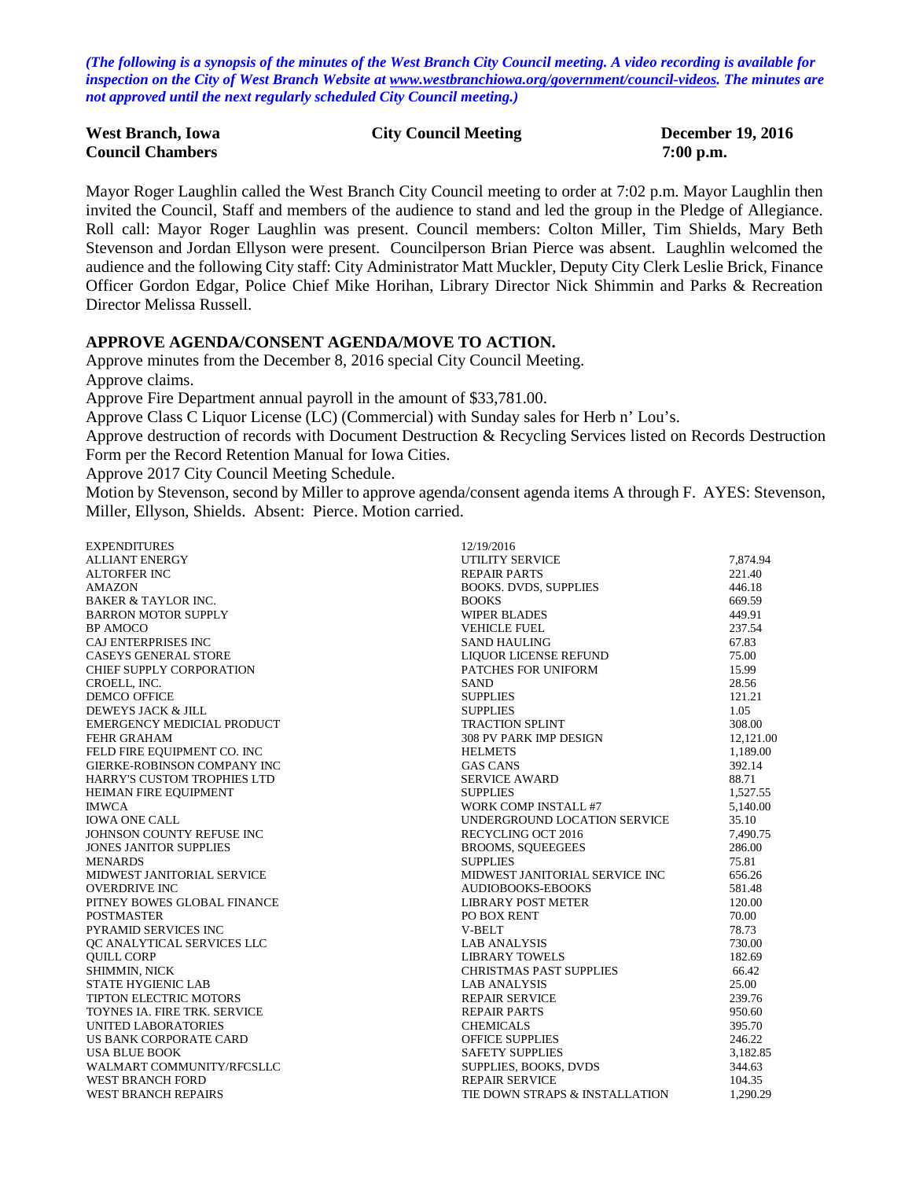*(The following is a synopsis of the minutes of the West Branch City Council meeting. A video recording is available for inspection on the City of West Branch Website at www.westbranchiowa.org/government/council-videos. The minutes are not approved until the next regularly scheduled City Council meeting.)*

**West Branch, Iowa** **City Council Meeting** **December 19, 2016**
**Council Chambers** **7:00 p.m.**

Mayor Roger Laughlin called the West Branch City Council meeting to order at 7:02 p.m. Mayor Laughlin then invited the Council, Staff and members of the audience to stand and led the group in the Pledge of Allegiance. Roll call: Mayor Roger Laughlin was present. Council members: Colton Miller, Tim Shields, Mary Beth Stevenson and Jordan Ellyson were present. Councilperson Brian Pierce was absent. Laughlin welcomed the audience and the following City staff: City Administrator Matt Muckler, Deputy City Clerk Leslie Brick, Finance Officer Gordon Edgar, Police Chief Mike Horihan, Library Director Nick Shimmin and Parks & Recreation Director Melissa Russell.

## APPROVE AGENDA/CONSENT AGENDA/MOVE TO ACTION.

Approve minutes from the December 8, 2016 special City Council Meeting.
Approve claims.
Approve Fire Department annual payroll in the amount of $33,781.00.
Approve Class C Liquor License (LC) (Commercial) with Sunday sales for Herb n' Lou's.
Approve destruction of records with Document Destruction & Recycling Services listed on Records Destruction Form per the Record Retention Manual for Iowa Cities.
Approve 2017 City Council Meeting Schedule.
Motion by Stevenson, second by Miller to approve agenda/consent agenda items A through F. AYES: Stevenson, Miller, Ellyson, Shields. Absent: Pierce. Motion carried.

| EXPENDITURES | 12/19/2016 | |
|---|---|---|
| ALLIANT ENERGY | UTILITY SERVICE | 7,874.94 |
| ALTORFER INC | REPAIR PARTS | 221.40 |
| AMAZON | BOOKS. DVDS, SUPPLIES | 446.18 |
| BAKER & TAYLOR INC. | BOOKS | 669.59 |
| BARRON MOTOR SUPPLY | WIPER BLADES | 449.91 |
| BP AMOCO | VEHICLE FUEL | 237.54 |
| CAJ ENTERPRISES INC | SAND HAULING | 67.83 |
| CASEYS GENERAL STORE | LIQUOR LICENSE REFUND | 75.00 |
| CHIEF SUPPLY CORPORATION | PATCHES FOR UNIFORM | 15.99 |
| CROELL, INC. | SAND | 28.56 |
| DEMCO OFFICE | SUPPLIES | 121.21 |
| DEWEYS JACK & JILL | SUPPLIES | 1.05 |
| EMERGENCY MEDICIAL PRODUCT | TRACTION SPLINT | 308.00 |
| FEHR GRAHAM | 308 PV PARK IMP DESIGN | 12,121.00 |
| FELD FIRE EQUIPMENT CO. INC | HELMETS | 1,189.00 |
| GIERKE-ROBINSON COMPANY INC | GAS CANS | 392.14 |
| HARRY'S CUSTOM TROPHIES LTD | SERVICE AWARD | 88.71 |
| HEIMAN FIRE EQUIPMENT | SUPPLIES | 1,527.55 |
| IMWCA | WORK COMP INSTALL #7 | 5,140.00 |
| IOWA ONE CALL | UNDERGROUND LOCATION SERVICE | 35.10 |
| JOHNSON COUNTY REFUSE INC | RECYCLING OCT 2016 | 7,490.75 |
| JONES JANITOR SUPPLIES | BROOMS, SQUEEGEES | 286.00 |
| MENARDS | SUPPLIES | 75.81 |
| MIDWEST JANITORIAL SERVICE | MIDWEST JANITORIAL SERVICE INC | 656.26 |
| OVERDRIVE INC | AUDIOBOOKS-EBOOKS | 581.48 |
| PITNEY BOWES GLOBAL FINANCE | LIBRARY POST METER | 120.00 |
| POSTMASTER | PO BOX RENT | 70.00 |
| PYRAMID SERVICES INC | V-BELT | 78.73 |
| QC ANALYTICAL SERVICES LLC | LAB ANALYSIS | 730.00 |
| QUILL CORP | LIBRARY TOWELS | 182.69 |
| SHIMMIN, NICK | CHRISTMAS PAST SUPPLIES | 66.42 |
| STATE HYGIENIC LAB | LAB ANALYSIS | 25.00 |
| TIPTON ELECTRIC MOTORS | REPAIR SERVICE | 239.76 |
| TOYNES IA. FIRE TRK. SERVICE | REPAIR PARTS | 950.60 |
| UNITED LABORATORIES | CHEMICALS | 395.70 |
| US BANK CORPORATE CARD | OFFICE SUPPLIES | 246.22 |
| USA BLUE BOOK | SAFETY SUPPLIES | 3,182.85 |
| WALMART COMMUNITY/RFCSLLC | SUPPLIES, BOOKS, DVDS | 344.63 |
| WEST BRANCH FORD | REPAIR SERVICE | 104.35 |
| WEST BRANCH REPAIRS | TIE DOWN STRAPS & INSTALLATION | 1,290.29 |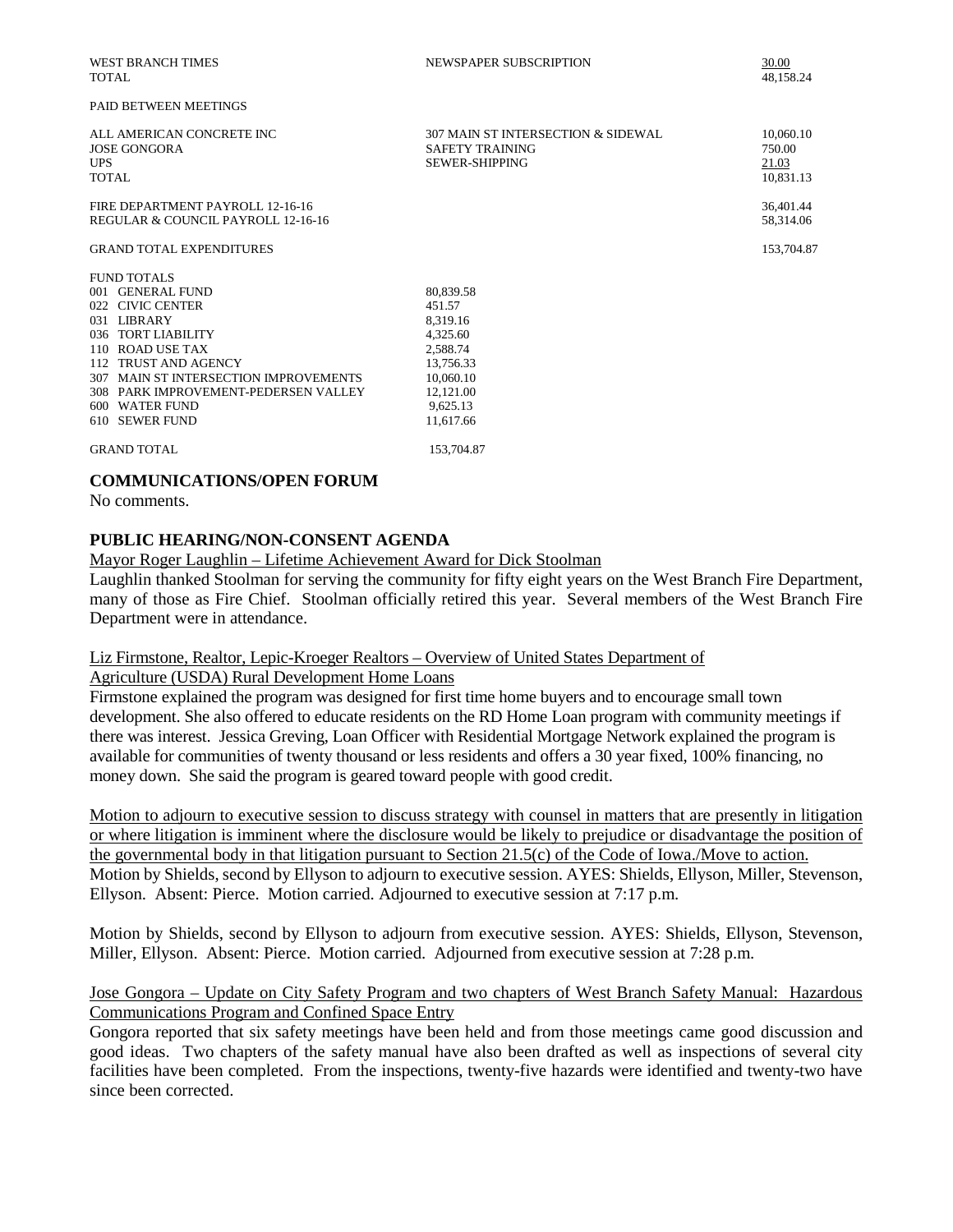| | | |
|---|---|---|
| WEST BRANCH TIMES | NEWSPAPER SUBSCRIPTION | 30.00 |
| TOTAL | | 48,158.24 |

PAID BETWEEN MEETINGS

| | | |
|---|---|---|
| ALL AMERICAN CONCRETE INC | 307 MAIN ST INTERSECTION & SIDEWAL | 10,060.10 |
| JOSE GONGORA | SAFETY TRAINING | 750.00 |
| UPS | SEWER-SHIPPING | 21.03 |
| TOTAL | | 10,831.13 |

| | |
|---|---|
| FIRE DEPARTMENT PAYROLL 12-16-16 | 36,401.44 |
| REGULAR & COUNCIL PAYROLL 12-16-16 | 58,314.06 |
| GRAND TOTAL EXPENDITURES | 153,704.87 |

FUND TOTALS

| | |
|---|---|
| 001 GENERAL FUND | 80,839.58 |
| 022 CIVIC CENTER | 451.57 |
| 031 LIBRARY | 8,319.16 |
| 036 TORT LIABILITY | 4,325.60 |
| 110 ROAD USE TAX | 2,588.74 |
| 112 TRUST AND AGENCY | 13,756.33 |
| 307 MAIN ST INTERSECTION IMPROVEMENTS | 10,060.10 |
| 308 PARK IMPROVEMENT-PEDERSEN VALLEY | 12,121.00 |
| 600 WATER FUND | 9,625.13 |
| 610 SEWER FUND | 11,617.66 |
| GRAND TOTAL | 153,704.87 |

## COMMUNICATIONS/OPEN FORUM

No comments.

## PUBLIC HEARING/NON-CONSENT AGENDA

Mayor Roger Laughlin – Lifetime Achievement Award for Dick Stoolman

Laughlin thanked Stoolman for serving the community for fifty eight years on the West Branch Fire Department, many of those as Fire Chief. Stoolman officially retired this year. Several members of the West Branch Fire Department were in attendance.

Liz Firmstone, Realtor, Lepic-Kroeger Realtors – Overview of United States Department of Agriculture (USDA) Rural Development Home Loans

Firmstone explained the program was designed for first time home buyers and to encourage small town development. She also offered to educate residents on the RD Home Loan program with community meetings if there was interest. Jessica Greving, Loan Officer with Residential Mortgage Network explained the program is available for communities of twenty thousand or less residents and offers a 30 year fixed, 100% financing, no money down. She said the program is geared toward people with good credit.

Motion to adjourn to executive session to discuss strategy with counsel in matters that are presently in litigation or where litigation is imminent where the disclosure would be likely to prejudice or disadvantage the position of the governmental body in that litigation pursuant to Section 21.5(c) of the Code of Iowa./Move to action.

Motion by Shields, second by Ellyson to adjourn to executive session. AYES: Shields, Ellyson, Miller, Stevenson, Ellyson. Absent: Pierce. Motion carried. Adjourned to executive session at 7:17 p.m.

Motion by Shields, second by Ellyson to adjourn from executive session. AYES: Shields, Ellyson, Stevenson, Miller, Ellyson. Absent: Pierce. Motion carried. Adjourned from executive session at 7:28 p.m.

Jose Gongora – Update on City Safety Program and two chapters of West Branch Safety Manual: Hazardous Communications Program and Confined Space Entry

Gongora reported that six safety meetings have been held and from those meetings came good discussion and good ideas. Two chapters of the safety manual have also been drafted as well as inspections of several city facilities have been completed. From the inspections, twenty-five hazards were identified and twenty-two have since been corrected.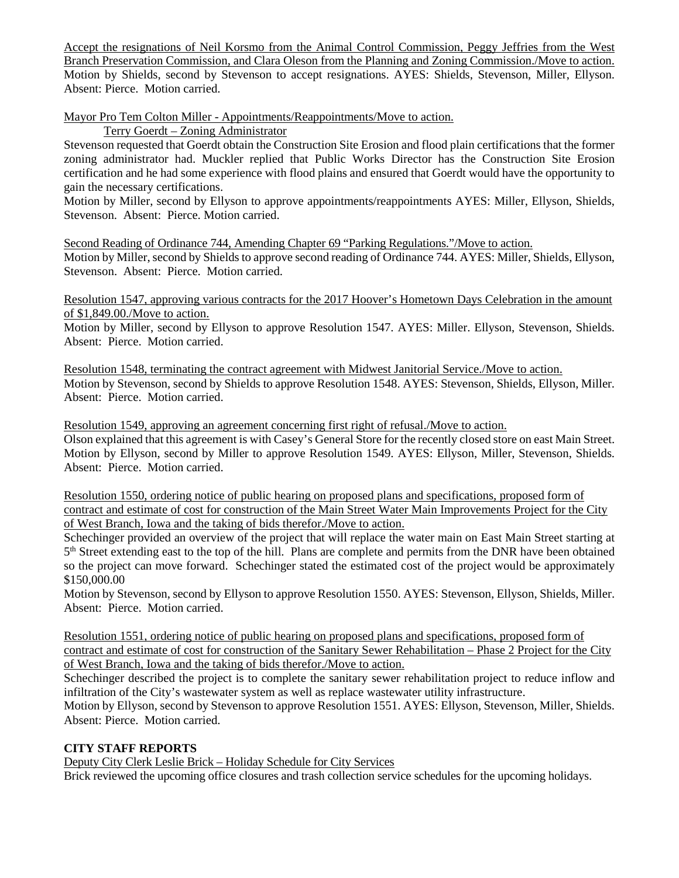Accept the resignations of Neil Korsmo from the Animal Control Commission, Peggy Jeffries from the West Branch Preservation Commission, and Clara Oleson from the Planning and Zoning Commission./Move to action.

Motion by Shields, second by Stevenson to accept resignations. AYES: Shields, Stevenson, Miller, Ellyson. Absent: Pierce. Motion carried.

Mayor Pro Tem Colton Miller - Appointments/Reappointments/Move to action.

Terry Goerdt – Zoning Administrator

Stevenson requested that Goerdt obtain the Construction Site Erosion and flood plain certifications that the former zoning administrator had. Muckler replied that Public Works Director has the Construction Site Erosion certification and he had some experience with flood plains and ensured that Goerdt would have the opportunity to gain the necessary certifications.

Motion by Miller, second by Ellyson to approve appointments/reappointments AYES: Miller, Ellyson, Shields, Stevenson. Absent: Pierce. Motion carried.

Second Reading of Ordinance 744, Amending Chapter 69 "Parking Regulations."/Move to action.

Motion by Miller, second by Shields to approve second reading of Ordinance 744. AYES: Miller, Shields, Ellyson, Stevenson. Absent: Pierce. Motion carried.

Resolution 1547, approving various contracts for the 2017 Hoover's Hometown Days Celebration in the amount of $1,849.00./Move to action.

Motion by Miller, second by Ellyson to approve Resolution 1547. AYES: Miller. Ellyson, Stevenson, Shields. Absent: Pierce. Motion carried.

Resolution 1548, terminating the contract agreement with Midwest Janitorial Service./Move to action.

Motion by Stevenson, second by Shields to approve Resolution 1548. AYES: Stevenson, Shields, Ellyson, Miller. Absent: Pierce. Motion carried.

Resolution 1549, approving an agreement concerning first right of refusal./Move to action.

Olson explained that this agreement is with Casey's General Store for the recently closed store on east Main Street. Motion by Ellyson, second by Miller to approve Resolution 1549. AYES: Ellyson, Miller, Stevenson, Shields. Absent: Pierce. Motion carried.

Resolution 1550, ordering notice of public hearing on proposed plans and specifications, proposed form of contract and estimate of cost for construction of the Main Street Water Main Improvements Project for the City of West Branch, Iowa and the taking of bids therefor./Move to action.

Schechinger provided an overview of the project that will replace the water main on East Main Street starting at 5th Street extending east to the top of the hill. Plans are complete and permits from the DNR have been obtained so the project can move forward. Schechinger stated the estimated cost of the project would be approximately $150,000.00

Motion by Stevenson, second by Ellyson to approve Resolution 1550. AYES: Stevenson, Ellyson, Shields, Miller. Absent: Pierce. Motion carried.

Resolution 1551, ordering notice of public hearing on proposed plans and specifications, proposed form of contract and estimate of cost for construction of the Sanitary Sewer Rehabilitation – Phase 2 Project for the City of West Branch, Iowa and the taking of bids therefor./Move to action.

Schechinger described the project is to complete the sanitary sewer rehabilitation project to reduce inflow and infiltration of the City's wastewater system as well as replace wastewater utility infrastructure.

Motion by Ellyson, second by Stevenson to approve Resolution 1551. AYES: Ellyson, Stevenson, Miller, Shields. Absent: Pierce. Motion carried.

**CITY STAFF REPORTS**

Deputy City Clerk Leslie Brick – Holiday Schedule for City Services

Brick reviewed the upcoming office closures and trash collection service schedules for the upcoming holidays.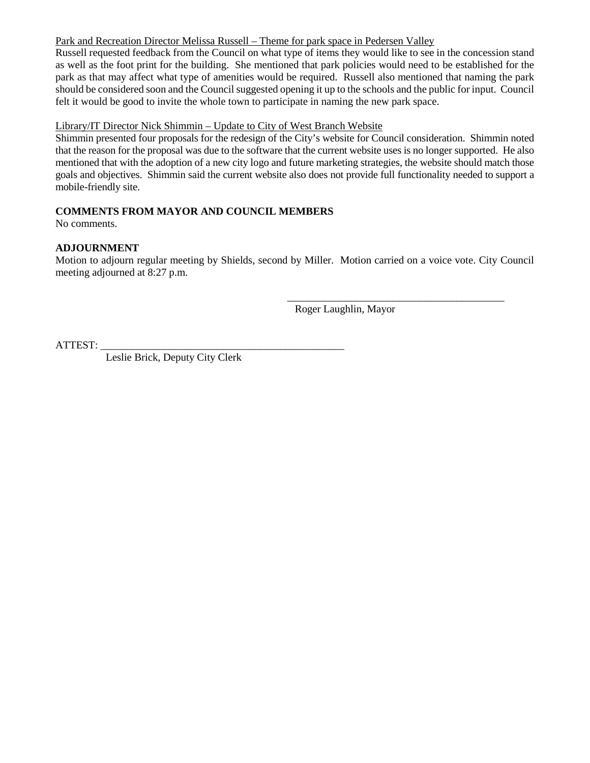Park and Recreation Director Melissa Russell – Theme for park space in Pedersen Valley

Russell requested feedback from the Council on what type of items they would like to see in the concession stand as well as the foot print for the building. She mentioned that park policies would need to be established for the park as that may affect what type of amenities would be required. Russell also mentioned that naming the park should be considered soon and the Council suggested opening it up to the schools and the public for input. Council felt it would be good to invite the whole town to participate in naming the new park space.

Library/IT Director Nick Shimmin – Update to City of West Branch Website

Shimmin presented four proposals for the redesign of the City's website for Council consideration. Shimmin noted that the reason for the proposal was due to the software that the current website uses is no longer supported. He also mentioned that with the adoption of a new city logo and future marketing strategies, the website should match those goals and objectives. Shimmin said the current website also does not provide full functionality needed to support a mobile-friendly site.

**COMMENTS FROM MAYOR AND COUNCIL MEMBERS**

No comments.

**ADJOURNMENT**

Motion to adjourn regular meeting by Shields, second by Miller. Motion carried on a voice vote. City Council meeting adjourned at 8:27 p.m.

\_\_\_\_\_\_\_\_\_\_\_\_\_\_\_\_\_\_\_\_\_\_\_\_\_\_\_\_\_\_\_\_\_\_\_\_\_\_\_\_\_\_\_

Roger Laughlin, Mayor

ATTEST: \_\_\_\_\_\_\_\_\_\_\_\_\_\_\_\_\_\_\_\_\_\_\_\_\_\_\_\_\_\_\_\_\_\_\_\_\_\_\_\_\_\_\_\_\_\_\_\_

Leslie Brick, Deputy City Clerk